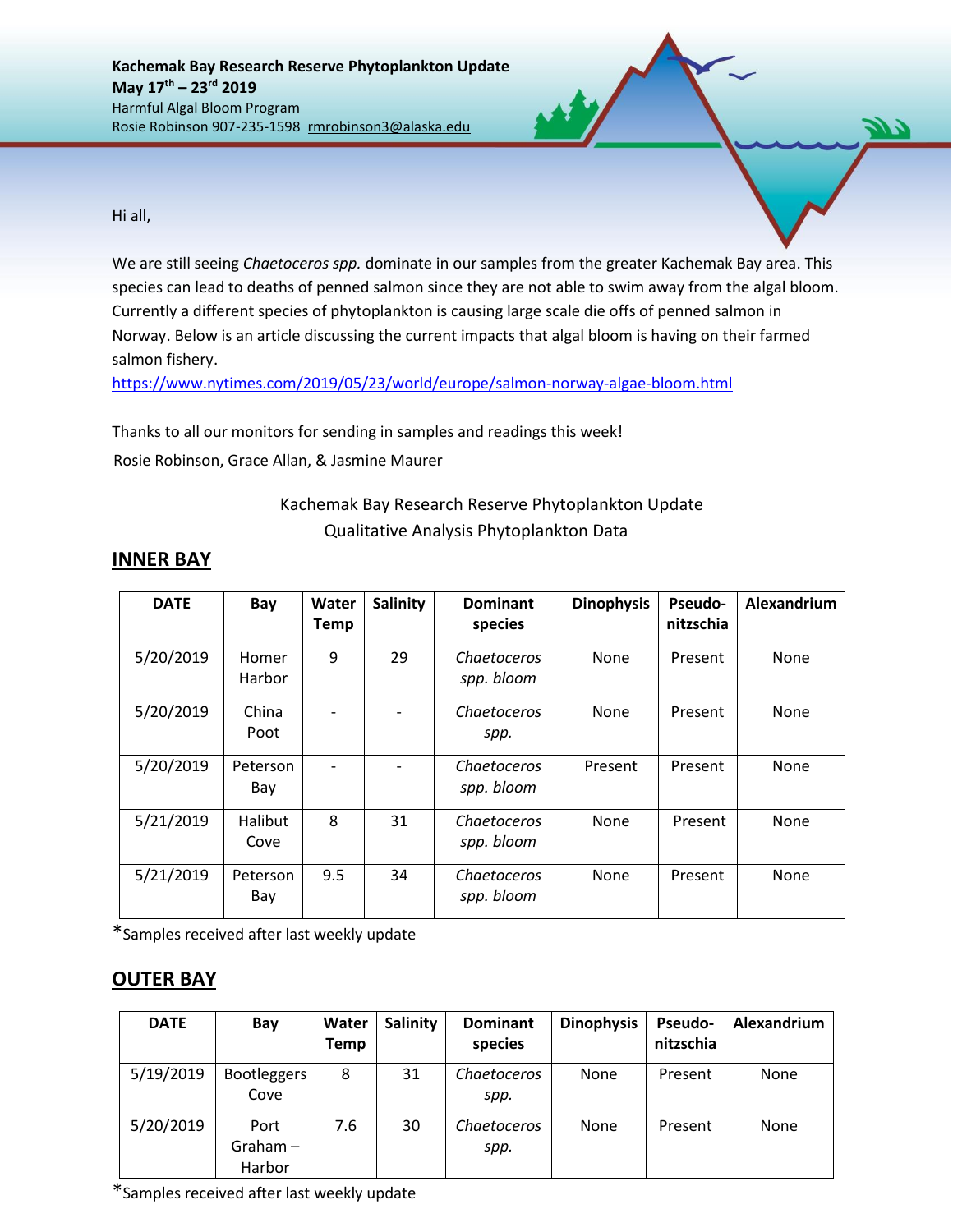**Kachemak Bay Research Reserve Phytoplankton Update**
**May 17th – 23rd 2019**
Harmful Algal Bloom Program
Rosie Robinson 907-235-1598 rmrobinson3@alaska.edu

Hi all,

We are still seeing *Chaetoceros spp.* dominate in our samples from the greater Kachemak Bay area. This species can lead to deaths of penned salmon since they are not able to swim away from the algal bloom. Currently a different species of phytoplankton is causing large scale die offs of penned salmon in Norway. Below is an article discussing the current impacts that algal bloom is having on their farmed salmon fishery.
https://www.nytimes.com/2019/05/23/world/europe/salmon-norway-algae-bloom.html

Thanks to all our monitors for sending in samples and readings this week!
Rosie Robinson, Grace Allan, & Jasmine Maurer

Kachemak Bay Research Reserve Phytoplankton Update
Qualitative Analysis Phytoplankton Data

## INNER BAY

| DATE | Bay | Water Temp | Salinity | Dominant species | Dinophysis | Pseudo-nitzschia | Alexandrium |
|---|---|---|---|---|---|---|---|
| 5/20/2019 | Homer Harbor | 9 | 29 | *Chaetoceros spp. bloom* | None | Present | None |
| 5/20/2019 | China Poot | - | - | *Chaetoceros spp.* | None | Present | None |
| 5/20/2019 | Peterson Bay | - | - | *Chaetoceros spp. bloom* | Present | Present | None |
| 5/21/2019 | Halibut Cove | 8 | 31 | *Chaetoceros spp. bloom* | None | Present | None |
| 5/21/2019 | Peterson Bay | 9.5 | 34 | *Chaetoceros spp. bloom* | None | Present | None |

*Samples received after last weekly update

## OUTER BAY

| DATE | Bay | Water Temp | Salinity | Dominant species | Dinophysis | Pseudo-nitzschia | Alexandrium |
|---|---|---|---|---|---|---|---|
| 5/19/2019 | Bootleggers Cove | 8 | 31 | *Chaetoceros spp.* | None | Present | None |
| 5/20/2019 | Port Graham – Harbor | 7.6 | 30 | *Chaetoceros spp.* | None | Present | None |

*Samples received after last weekly update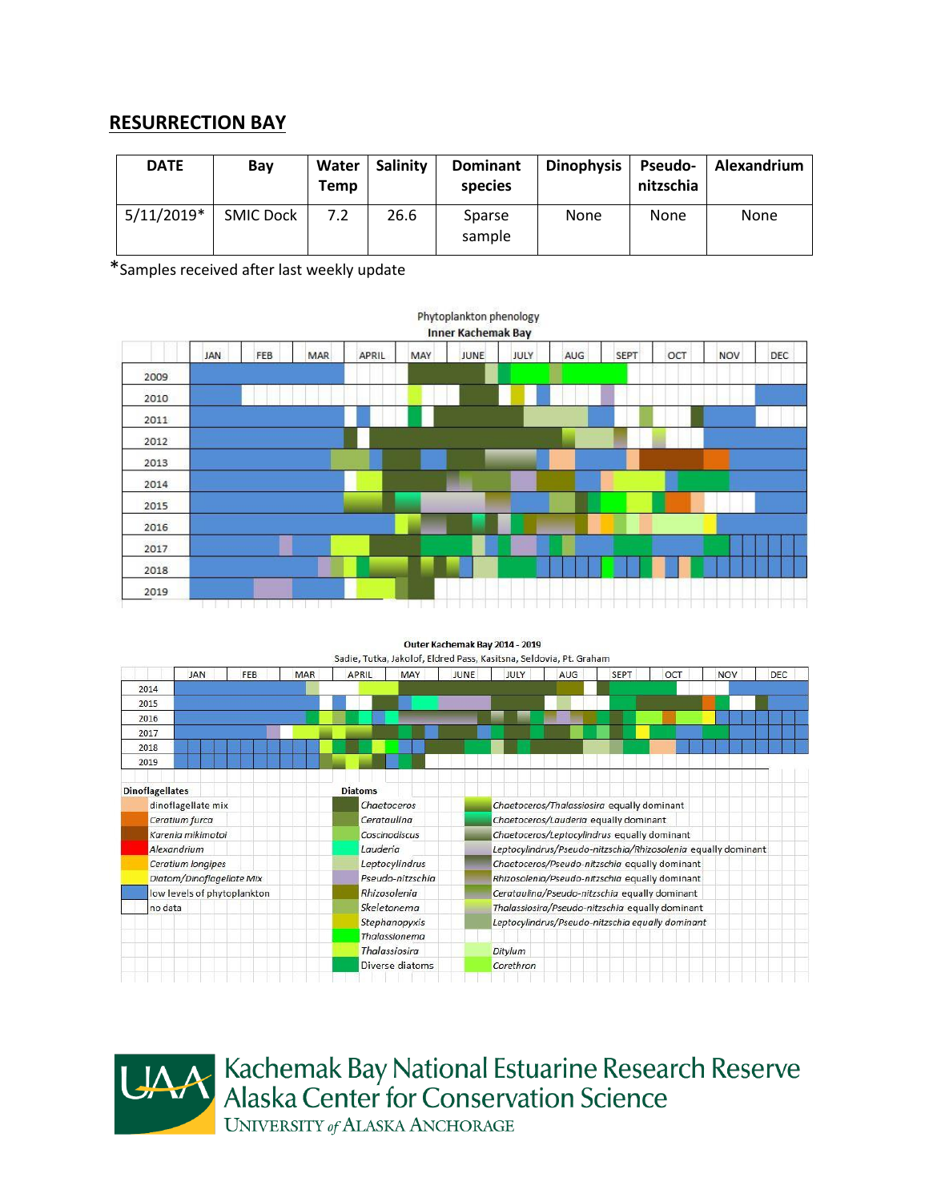## RESURRECTION BAY

| DATE | Bay | Water Temp | Salinity | Dominant species | Dinophysis | Pseudo-nitzschia | Alexandrium |
|---|---|---|---|---|---|---|---|
| 5/11/2019* | SMIC Dock | 7.2 | 26.6 | Sparse sample | None | None | None |

*Samples received after last weekly update

Phytoplankton phenology
Inner Kachemak Bay

JAN FEB MAR APRIL MAY JUNE JULY AUG SEPT OCT NOV DEC

2009
2010
2011
2012
2013
2014
2015
2016
2017
2018
2019

Outer Kachemak Bay 2014 - 2019
Sadie, Tutka, Jakolof, Eldred Pass, Kasitsna, Seldovia, Pt. Graham

JAN FEB MAR APRIL MAY JUNE JULY AUG SEPT OCT NOV DEC

2014
2015
2016
2017
2018
2019

**Dinoflagellates**
- dinoflagellate mix
- *Ceratium furca*
- *Karenia mikimotoi*
- *Alexandrium*
- *Ceratium longipes*
- Diatom/Dinoflagellate Mix
- low levels of phytoplankton
- no data

**Diatoms**
- *Chaetoceros*
- *Cerataulina*
- *Coscinodiscus*
- *Lauderia*
- *Leptocylindrus*
- *Pseudo-nitzschia*
- *Rhizosolenia*
- *Skeletonema*
- *Stephanopyxis*
- *Thalassionema*
- *Thalassiosira*
- Diverse diatoms

- *Chaetoceros/Thalassiosira* equally dominant
- *Chaetoceros/Lauderia* equally dominant
- *Chaetoceros/Leptocylindrus* equally dominant
- *Leptocylindrus/Pseudo-nitzschia/Rhizosolenia* equally dominant
- *Chaetoceros/Pseudo-nitzschia* equally dominant
- *Rhizosolenia/Pseudo-nitzschia* equally dominant
- *Cerataulina/Pseudo-nitzschia* equally dominant
- *Thalassiosira/Pseudo-nitzschia* equally dominant
- *Leptocylindrus/Pseudo-nitzschia* equally dominant
- *Ditylum*
- *Corethron*

UAA Kachemak Bay National Estuarine Research Reserve
Alaska Center for Conservation Science
UNIVERSITY of ALASKA ANCHORAGE